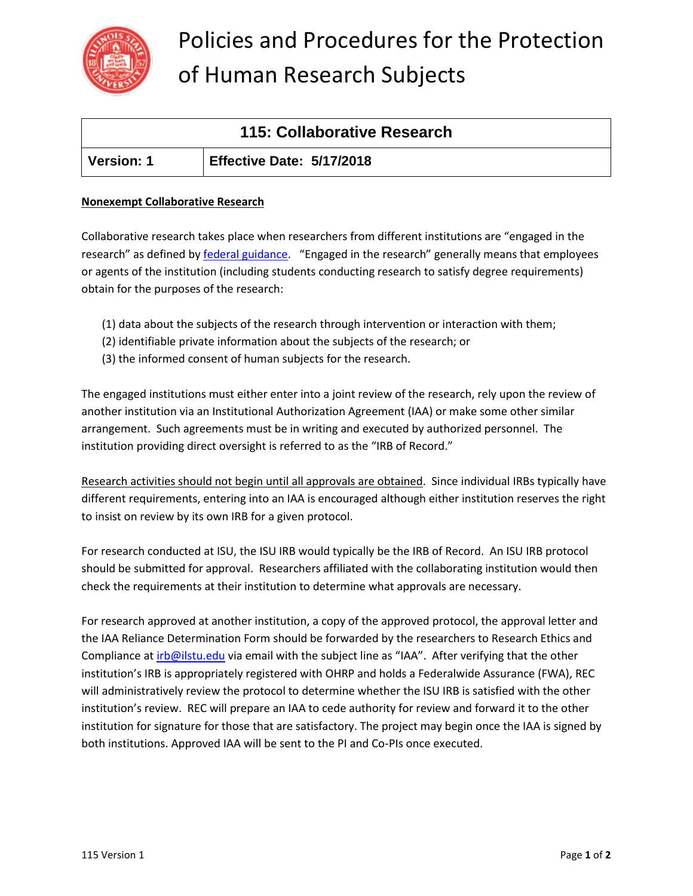# Policies and Procedures for the Protection of Human Research Subjects

| 115: Collaborative Research | |
|---|---|
| **Version: 1** | **Effective Date: 5/17/2018** |

**Nonexempt Collaborative Research**

Collaborative research takes place when researchers from different institutions are "engaged in the research" as defined by federal guidance. "Engaged in the research" generally means that employees or agents of the institution (including students conducting research to satisfy degree requirements) obtain for the purposes of the research:

(1) data about the subjects of the research through intervention or interaction with them;
(2) identifiable private information about the subjects of the research; or
(3) the informed consent of human subjects for the research.

The engaged institutions must either enter into a joint review of the research, rely upon the review of another institution via an Institutional Authorization Agreement (IAA) or make some other similar arrangement. Such agreements must be in writing and executed by authorized personnel. The institution providing direct oversight is referred to as the "IRB of Record."

Research activities should not begin until all approvals are obtained. Since individual IRBs typically have different requirements, entering into an IAA is encouraged although either institution reserves the right to insist on review by its own IRB for a given protocol.

For research conducted at ISU, the ISU IRB would typically be the IRB of Record. An ISU IRB protocol should be submitted for approval. Researchers affiliated with the collaborating institution would then check the requirements at their institution to determine what approvals are necessary.

For research approved at another institution, a copy of the approved protocol, the approval letter and the IAA Reliance Determination Form should be forwarded by the researchers to Research Ethics and Compliance at irb@ilstu.edu via email with the subject line as "IAA". After verifying that the other institution's IRB is appropriately registered with OHRP and holds a Federalwide Assurance (FWA), REC will administratively review the protocol to determine whether the ISU IRB is satisfied with the other institution's review. REC will prepare an IAA to cede authority for review and forward it to the other institution for signature for those that are satisfactory. The project may begin once the IAA is signed by both institutions. Approved IAA will be sent to the PI and Co-PIs once executed.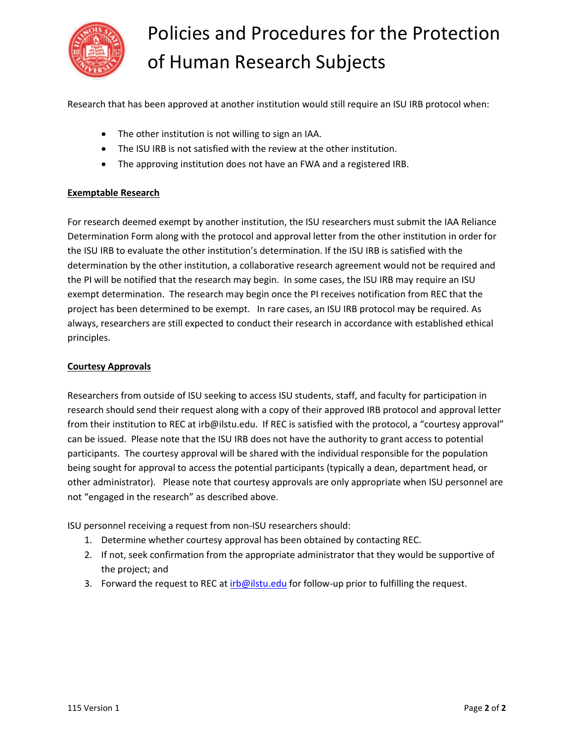Research that has been approved at another institution would still require an ISU IRB protocol when:

- The other institution is not willing to sign an IAA.
- The ISU IRB is not satisfied with the review at the other institution.
- The approving institution does not have an FWA and a registered IRB.

**Exemptable Research**

For research deemed exempt by another institution, the ISU researchers must submit the IAA Reliance Determination Form along with the protocol and approval letter from the other institution in order for the ISU IRB to evaluate the other institution's determination. If the ISU IRB is satisfied with the determination by the other institution, a collaborative research agreement would not be required and the PI will be notified that the research may begin. In some cases, the ISU IRB may require an ISU exempt determination. The research may begin once the PI receives notification from REC that the project has been determined to be exempt. In rare cases, an ISU IRB protocol may be required. As always, researchers are still expected to conduct their research in accordance with established ethical principles.

**Courtesy Approvals**

Researchers from outside of ISU seeking to access ISU students, staff, and faculty for participation in research should send their request along with a copy of their approved IRB protocol and approval letter from their institution to REC at irb@ilstu.edu. If REC is satisfied with the protocol, a "courtesy approval" can be issued. Please note that the ISU IRB does not have the authority to grant access to potential participants. The courtesy approval will be shared with the individual responsible for the population being sought for approval to access the potential participants (typically a dean, department head, or other administrator). Please note that courtesy approvals are only appropriate when ISU personnel are not "engaged in the research" as described above.

ISU personnel receiving a request from non-ISU researchers should:

1. Determine whether courtesy approval has been obtained by contacting REC.
2. If not, seek confirmation from the appropriate administrator that they would be supportive of the project; and
3. Forward the request to REC at irb@ilstu.edu for follow-up prior to fulfilling the request.